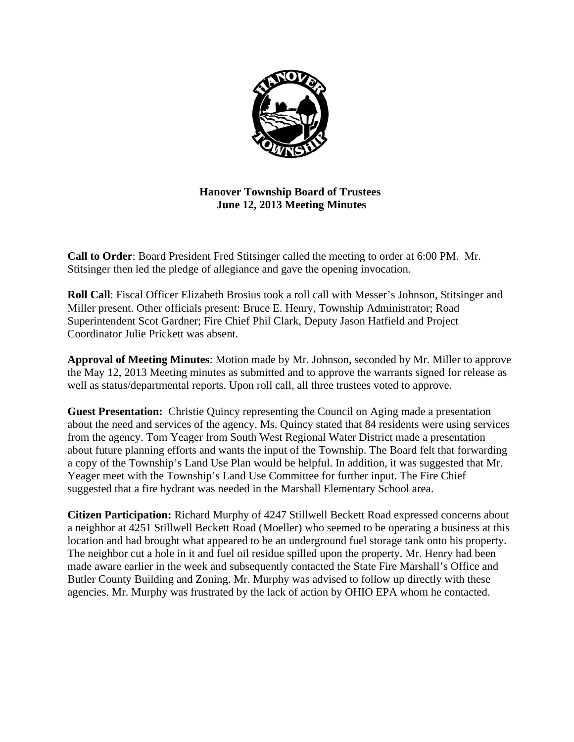# Hanover Township Board of Trustees
## June 12, 2013 Meeting Minutes

**Call to Order**: Board President Fred Stitsinger called the meeting to order at 6:00 PM. Mr. Stitsinger then led the pledge of allegiance and gave the opening invocation.

**Roll Call**: Fiscal Officer Elizabeth Brosius took a roll call with Messer's Johnson, Stitsinger and Miller present. Other officials present: Bruce E. Henry, Township Administrator; Road Superintendent Scot Gardner; Fire Chief Phil Clark, Deputy Jason Hatfield and Project Coordinator Julie Prickett was absent.

**Approval of Meeting Minutes**: Motion made by Mr. Johnson, seconded by Mr. Miller to approve the May 12, 2013 Meeting minutes as submitted and to approve the warrants signed for release as well as status/departmental reports. Upon roll call, all three trustees voted to approve.

**Guest Presentation:** Christie Quincy representing the Council on Aging made a presentation about the need and services of the agency. Ms. Quincy stated that 84 residents were using services from the agency. Tom Yeager from South West Regional Water District made a presentation about future planning efforts and wants the input of the Township. The Board felt that forwarding a copy of the Township's Land Use Plan would be helpful. In addition, it was suggested that Mr. Yeager meet with the Township's Land Use Committee for further input. The Fire Chief suggested that a fire hydrant was needed in the Marshall Elementary School area.

**Citizen Participation:** Richard Murphy of 4247 Stillwell Beckett Road expressed concerns about a neighbor at 4251 Stillwell Beckett Road (Moeller) who seemed to be operating a business at this location and had brought what appeared to be an underground fuel storage tank onto his property. The neighbor cut a hole in it and fuel oil residue spilled upon the property. Mr. Henry had been made aware earlier in the week and subsequently contacted the State Fire Marshall's Office and Butler County Building and Zoning. Mr. Murphy was advised to follow up directly with these agencies. Mr. Murphy was frustrated by the lack of action by OHIO EPA whom he contacted.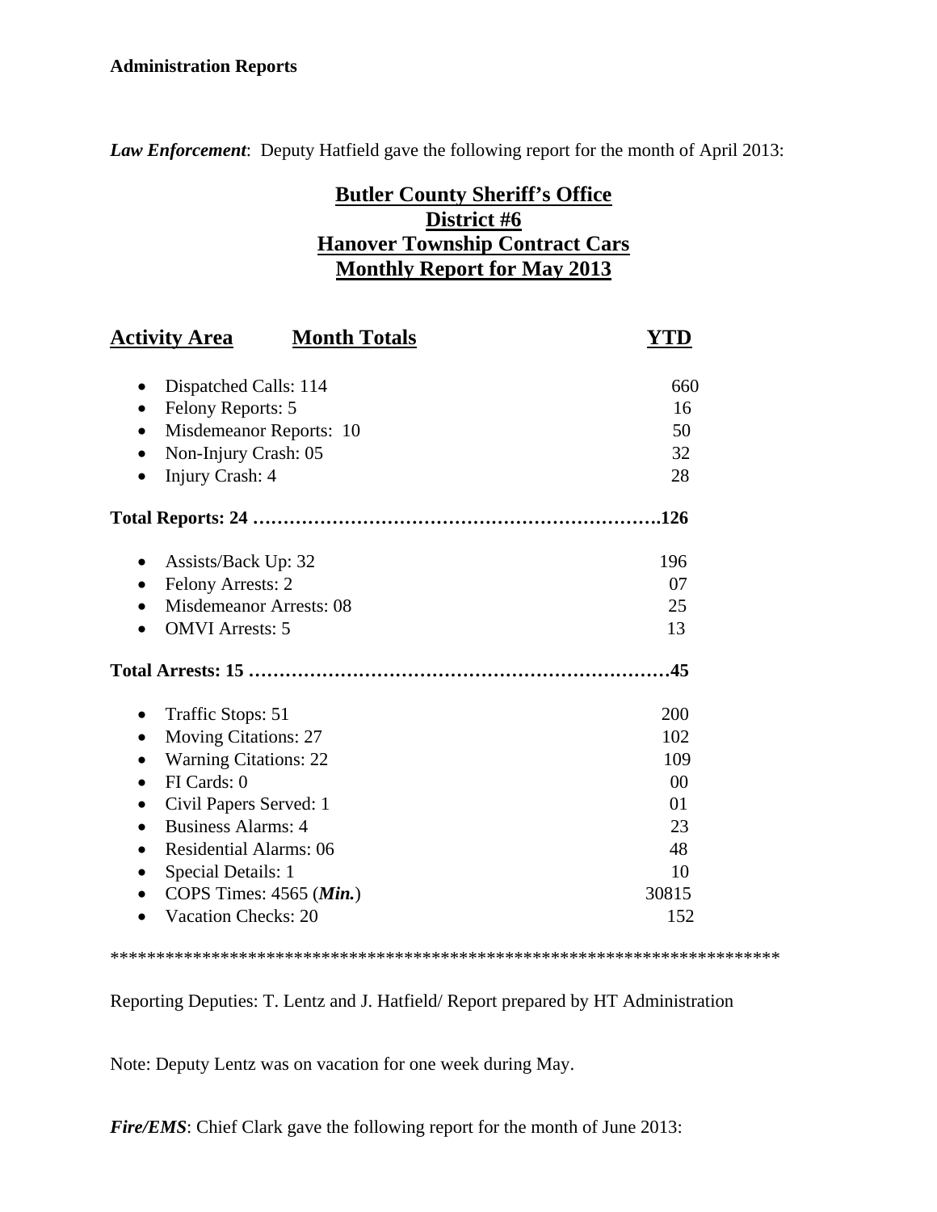**Administration Reports**

***Law Enforcement***: Deputy Hatfield gave the following report for the month of April 2013:

## Butler County Sheriff's Office
## District #6
## Hanover Township Contract Cars
## Monthly Report for May 2013

| Activity Area | Month Totals | YTD |
|---|---|---|
| • Dispatched Calls: 114 | | 660 |
| • Felony Reports: 5 | | 16 |
| • Misdemeanor Reports: 10 | | 50 |
| • Non-Injury Crash: 05 | | 32 |
| • Injury Crash: 4 | | 28 |
| **Total Reports: 24** | | **126** |
| • Assists/Back Up: 32 | | 196 |
| • Felony Arrests: 2 | | 07 |
| • Misdemeanor Arrests: 08 | | 25 |
| • OMVI Arrests: 5 | | 13 |
| **Total Arrests: 15** | | **45** |
| • Traffic Stops: 51 | | 200 |
| • Moving Citations: 27 | | 102 |
| • Warning Citations: 22 | | 109 |
| • FI Cards: 0 | | 00 |
| • Civil Papers Served: 1 | | 01 |
| • Business Alarms: 4 | | 23 |
| • Residential Alarms: 06 | | 48 |
| • Special Details: 1 | | 10 |
| • COPS Times: 4565 (***Min.***) | | 30815 |
| • Vacation Checks: 20 | | 152 |

***************************************************************************

Reporting Deputies: T. Lentz and J. Hatfield/ Report prepared by HT Administration

Note: Deputy Lentz was on vacation for one week during May.

***Fire/EMS***: Chief Clark gave the following report for the month of June 2013: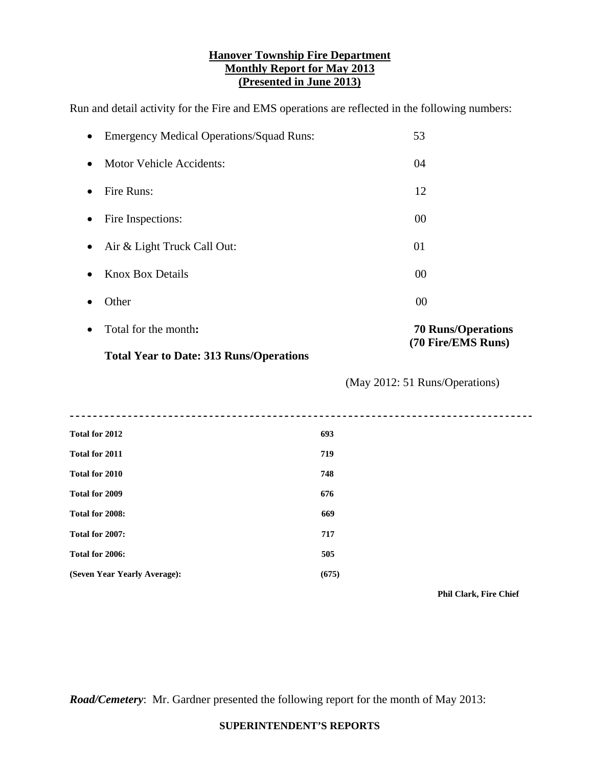**Hanover Township Fire Department**
**Monthly Report for May 2013**
**(Presented in June 2013)**

Run and detail activity for the Fire and EMS operations are reflected in the following numbers:

| | |
|---|---|
| • Emergency Medical Operations/Squad Runs: | 53 |
| • Motor Vehicle Accidents: | 04 |
| • Fire Runs: | 12 |
| • Fire Inspections: | 00 |
| • Air & Light Truck Call Out: | 01 |
| • Knox Box Details | 00 |
| • Other | 00 |
| • Total for the month**:** | **70 Runs/Operations (70 Fire/EMS Runs)** |

**Total Year to Date: 313 Runs/Operations**

(May 2012: 51 Runs/Operations)

---

| | |
|---|---|
| **Total for 2012** | **693** |
| **Total for 2011** | **719** |
| **Total for 2010** | **748** |
| **Total for 2009** | **676** |
| **Total for 2008:** | **669** |
| **Total for 2007:** | **717** |
| **Total for 2006:** | **505** |
| **(Seven Year Yearly Average):** | **(675)** |

**Phil Clark, Fire Chief**

***Road/Cemetery***: Mr. Gardner presented the following report for the month of May 2013:

**SUPERINTENDENT'S REPORTS**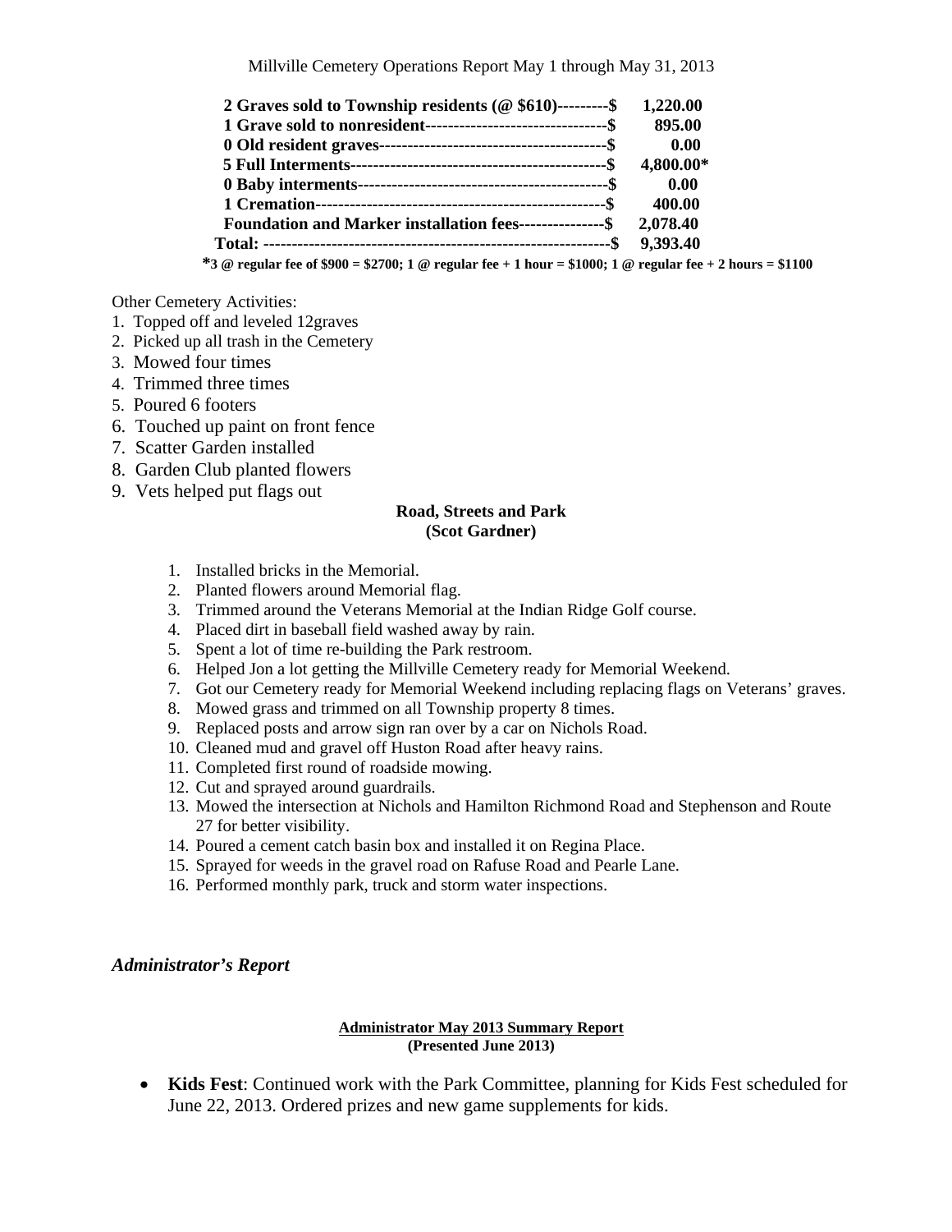Millville Cemetery Operations Report May 1 through May 31, 2013

| | |
|---|---|
| **2 Graves sold to Township residents (@ $610)---------$** | **1,220.00** |
| **1 Grave sold to nonresident--------------------------------$** | **895.00** |
| **0 Old resident graves----------------------------------------$** | **0.00** |
| **5 Full Interments---------------------------------------------$** | **4,800.00*** |
| **0 Baby interments--------------------------------------------$** | **0.00** |
| **1 Cremation---------------------------------------------------$** | **400.00** |
| **Foundation and Marker installation fees---------------$** | **2,078.40** |
| **Total: -------------------------------------------------------------$** | **9,393.40** |

***3 @ regular fee of $900 = $2700; 1 @ regular fee + 1 hour = $1000; 1 @ regular fee + 2 hours = $1100**

Other Cemetery Activities:

1. Topped off and leveled 12graves
2. Picked up all trash in the Cemetery
3. Mowed four times
4. Trimmed three times
5. Poured 6 footers
6. Touched up paint on front fence
7. Scatter Garden installed
8. Garden Club planted flowers
9. Vets helped put flags out

**Road, Streets and Park**
**(Scot Gardner)**

1. Installed bricks in the Memorial.
2. Planted flowers around Memorial flag.
3. Trimmed around the Veterans Memorial at the Indian Ridge Golf course.
4. Placed dirt in baseball field washed away by rain.
5. Spent a lot of time re-building the Park restroom.
6. Helped Jon a lot getting the Millville Cemetery ready for Memorial Weekend.
7. Got our Cemetery ready for Memorial Weekend including replacing flags on Veterans' graves.
8. Mowed grass and trimmed on all Township property 8 times.
9. Replaced posts and arrow sign ran over by a car on Nichols Road.
10. Cleaned mud and gravel off Huston Road after heavy rains.
11. Completed first round of roadside mowing.
12. Cut and sprayed around guardrails.
13. Mowed the intersection at Nichols and Hamilton Richmond Road and Stephenson and Route 27 for better visibility.
14. Poured a cement catch basin box and installed it on Regina Place.
15. Sprayed for weeds in the gravel road on Rafuse Road and Pearle Lane.
16. Performed monthly park, truck and storm water inspections.

### *Administrator's Report*

**Administrator May 2013 Summary Report**
**(Presented June 2013)**

- **Kids Fest**: Continued work with the Park Committee, planning for Kids Fest scheduled for June 22, 2013. Ordered prizes and new game supplements for kids.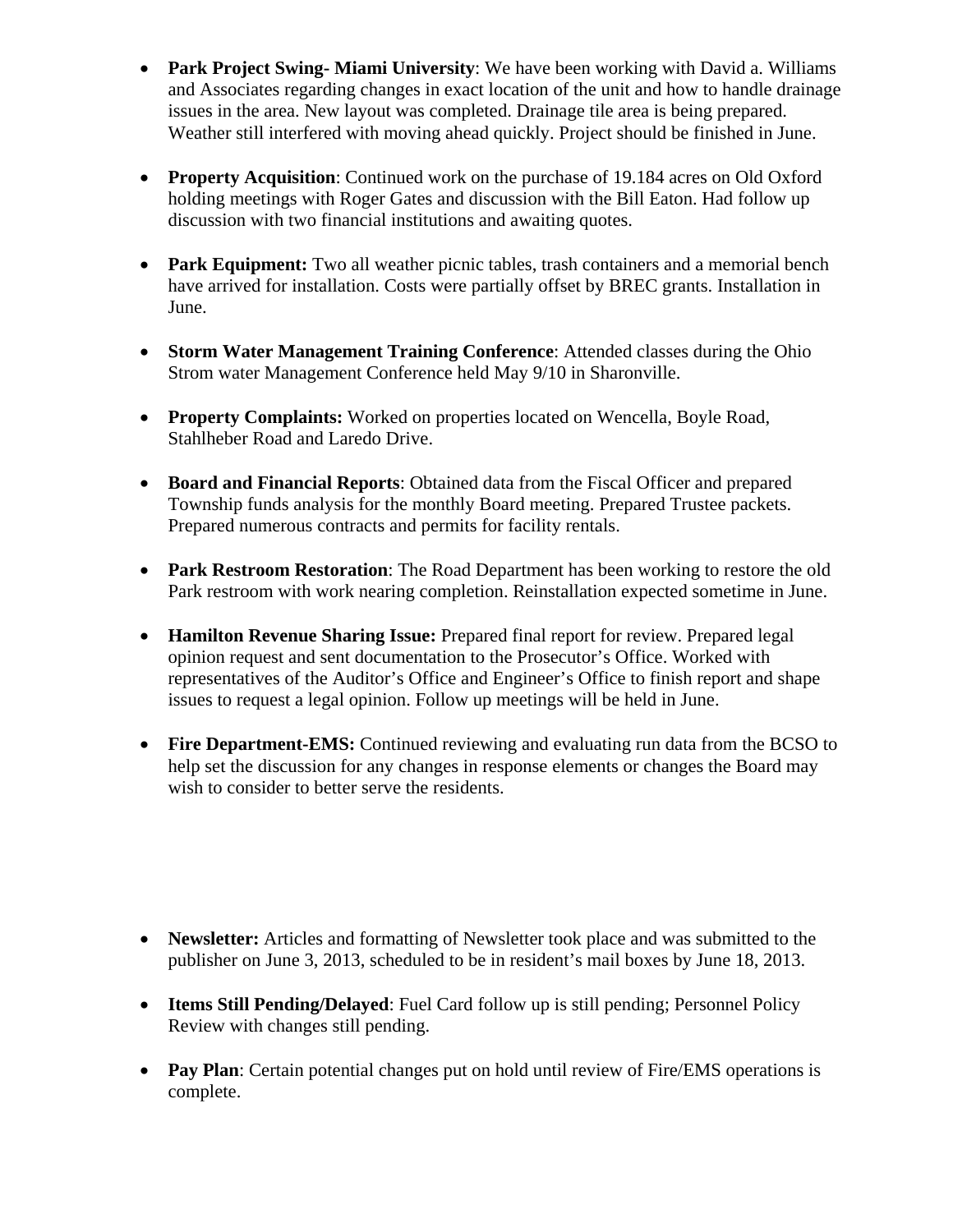- **Park Project Swing- Miami University**: We have been working with David a. Williams and Associates regarding changes in exact location of the unit and how to handle drainage issues in the area. New layout was completed. Drainage tile area is being prepared. Weather still interfered with moving ahead quickly. Project should be finished in June.

- **Property Acquisition**: Continued work on the purchase of 19.184 acres on Old Oxford holding meetings with Roger Gates and discussion with the Bill Eaton. Had follow up discussion with two financial institutions and awaiting quotes.

- **Park Equipment:** Two all weather picnic tables, trash containers and a memorial bench have arrived for installation. Costs were partially offset by BREC grants. Installation in June.

- **Storm Water Management Training Conference**: Attended classes during the Ohio Strom water Management Conference held May 9/10 in Sharonville.

- **Property Complaints:** Worked on properties located on Wencella, Boyle Road, Stahlheber Road and Laredo Drive.

- **Board and Financial Reports**: Obtained data from the Fiscal Officer and prepared Township funds analysis for the monthly Board meeting. Prepared Trustee packets. Prepared numerous contracts and permits for facility rentals.

- **Park Restroom Restoration**: The Road Department has been working to restore the old Park restroom with work nearing completion. Reinstallation expected sometime in June.

- **Hamilton Revenue Sharing Issue:** Prepared final report for review. Prepared legal opinion request and sent documentation to the Prosecutor's Office. Worked with representatives of the Auditor's Office and Engineer's Office to finish report and shape issues to request a legal opinion. Follow up meetings will be held in June.

- **Fire Department-EMS:** Continued reviewing and evaluating run data from the BCSO to help set the discussion for any changes in response elements or changes the Board may wish to consider to better serve the residents.

- **Newsletter:** Articles and formatting of Newsletter took place and was submitted to the publisher on June 3, 2013, scheduled to be in resident's mail boxes by June 18, 2013.

- **Items Still Pending/Delayed**: Fuel Card follow up is still pending; Personnel Policy Review with changes still pending.

- **Pay Plan**: Certain potential changes put on hold until review of Fire/EMS operations is complete.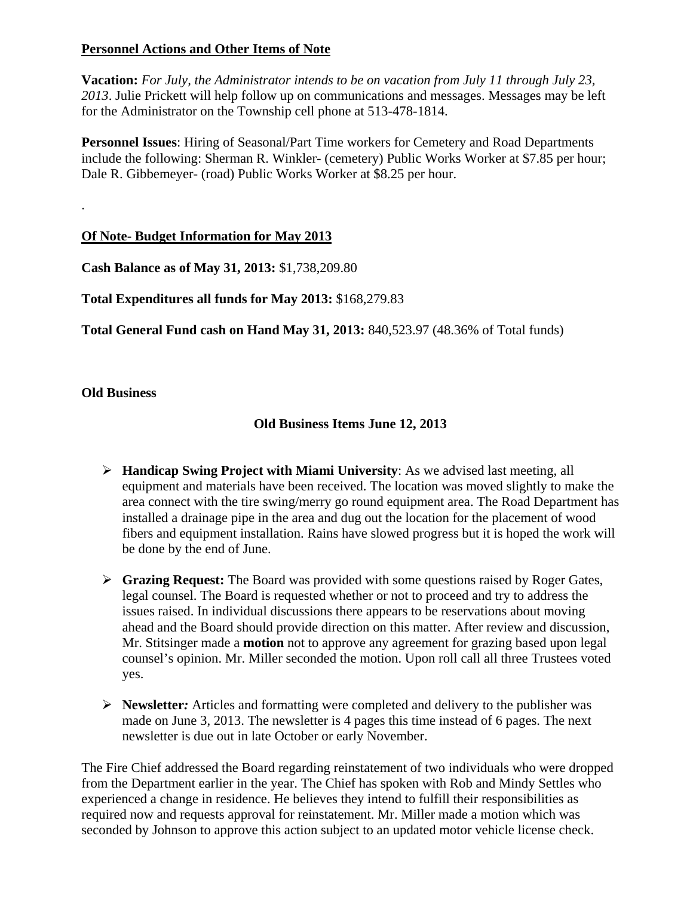## Personnel Actions and Other Items of Note

**Vacation:** *For July, the Administrator intends to be on vacation from July 11 through July 23, 2013*. Julie Prickett will help follow up on communications and messages. Messages may be left for the Administrator on the Township cell phone at 513-478-1814.

**Personnel Issues**: Hiring of Seasonal/Part Time workers for Cemetery and Road Departments include the following: Sherman R. Winkler- (cemetery) Public Works Worker at $7.85 per hour; Dale R. Gibbemeyer- (road) Public Works Worker at $8.25 per hour.

.

## Of Note- Budget Information for May 2013

**Cash Balance as of May 31, 2013:** $1,738,209.80

**Total Expenditures all funds for May 2013:** $168,279.83

**Total General Fund cash on Hand May 31, 2013:** 840,523.97 (48.36% of Total funds)

**Old Business**

**Old Business Items June 12, 2013**

- **Handicap Swing Project with Miami University**: As we advised last meeting, all equipment and materials have been received. The location was moved slightly to make the area connect with the tire swing/merry go round equipment area. The Road Department has installed a drainage pipe in the area and dug out the location for the placement of wood fibers and equipment installation. Rains have slowed progress but it is hoped the work will be done by the end of June.

- **Grazing Request:** The Board was provided with some questions raised by Roger Gates, legal counsel. The Board is requested whether or not to proceed and try to address the issues raised. In individual discussions there appears to be reservations about moving ahead and the Board should provide direction on this matter. After review and discussion, Mr. Stitsinger made a **motion** not to approve any agreement for grazing based upon legal counsel's opinion. Mr. Miller seconded the motion. Upon roll call all three Trustees voted yes.

- **Newsletter*:*** Articles and formatting were completed and delivery to the publisher was made on June 3, 2013. The newsletter is 4 pages this time instead of 6 pages. The next newsletter is due out in late October or early November.

The Fire Chief addressed the Board regarding reinstatement of two individuals who were dropped from the Department earlier in the year. The Chief has spoken with Rob and Mindy Settles who experienced a change in residence. He believes they intend to fulfill their responsibilities as required now and requests approval for reinstatement. Mr. Miller made a motion which was seconded by Johnson to approve this action subject to an updated motor vehicle license check.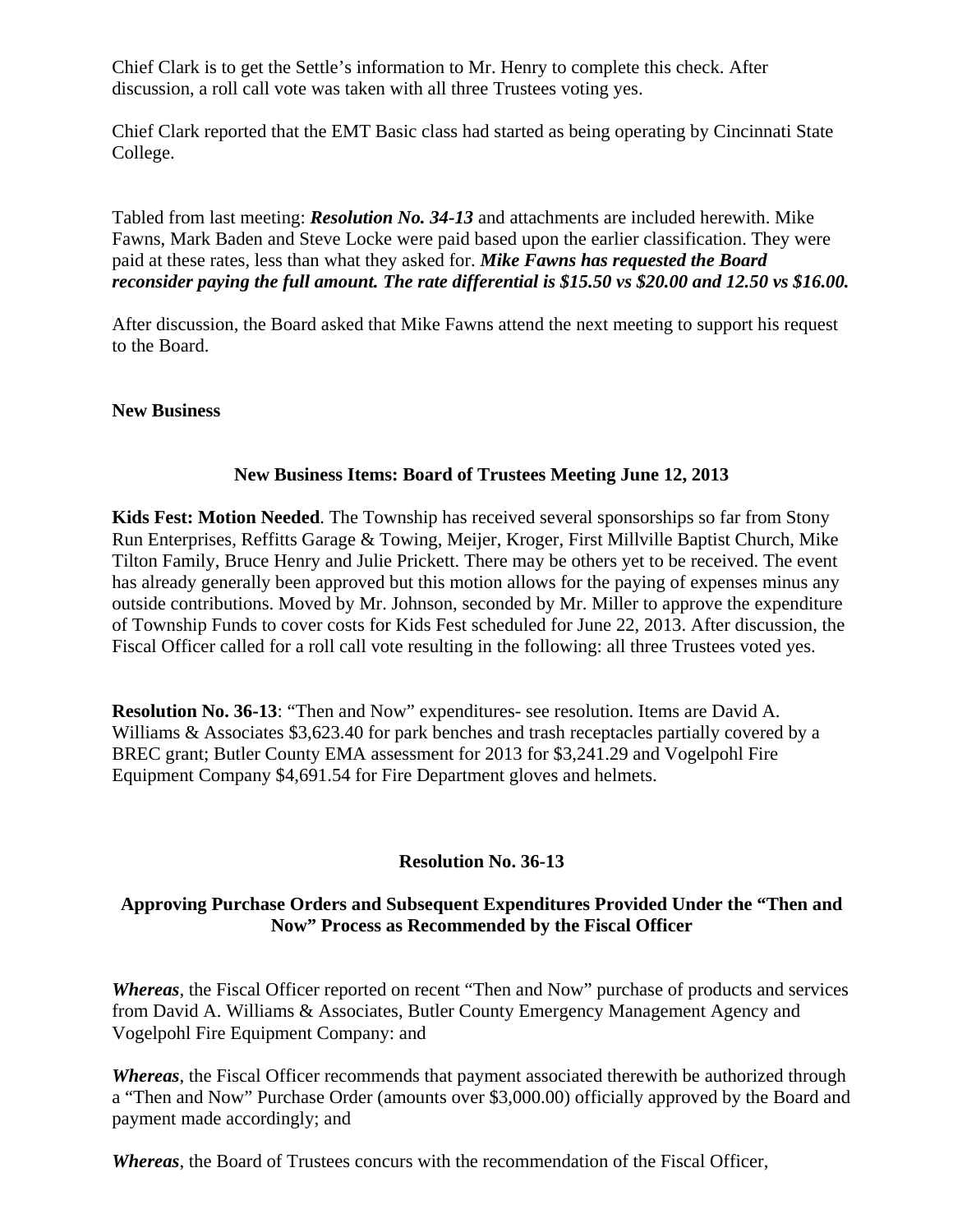Chief Clark is to get the Settle's information to Mr. Henry to complete this check. After discussion, a roll call vote was taken with all three Trustees voting yes.

Chief Clark reported that the EMT Basic class had started as being operating by Cincinnati State College.

Tabled from last meeting: ***Resolution No. 34-13*** and attachments are included herewith. Mike Fawns, Mark Baden and Steve Locke were paid based upon the earlier classification. They were paid at these rates, less than what they asked for. ***Mike Fawns has requested the Board reconsider paying the full amount. The rate differential is $15.50 vs $20.00 and 12.50 vs $16.00.***

After discussion, the Board asked that Mike Fawns attend the next meeting to support his request to the Board.

**New Business**

**New Business Items: Board of Trustees Meeting June 12, 2013**

**Kids Fest: Motion Needed**. The Township has received several sponsorships so far from Stony Run Enterprises, Reffitts Garage & Towing, Meijer, Kroger, First Millville Baptist Church, Mike Tilton Family, Bruce Henry and Julie Prickett. There may be others yet to be received. The event has already generally been approved but this motion allows for the paying of expenses minus any outside contributions. Moved by Mr. Johnson, seconded by Mr. Miller to approve the expenditure of Township Funds to cover costs for Kids Fest scheduled for June 22, 2013. After discussion, the Fiscal Officer called for a roll call vote resulting in the following: all three Trustees voted yes.

**Resolution No. 36-13**: "Then and Now" expenditures- see resolution. Items are David A. Williams & Associates $3,623.40 for park benches and trash receptacles partially covered by a BREC grant; Butler County EMA assessment for 2013 for $3,241.29 and Vogelpohl Fire Equipment Company $4,691.54 for Fire Department gloves and helmets.

**Resolution No. 36-13**

**Approving Purchase Orders and Subsequent Expenditures Provided Under the "Then and Now" Process as Recommended by the Fiscal Officer**

***Whereas***, the Fiscal Officer reported on recent "Then and Now" purchase of products and services from David A. Williams & Associates, Butler County Emergency Management Agency and Vogelpohl Fire Equipment Company: and

***Whereas***, the Fiscal Officer recommends that payment associated therewith be authorized through a "Then and Now" Purchase Order (amounts over $3,000.00) officially approved by the Board and payment made accordingly; and

***Whereas***, the Board of Trustees concurs with the recommendation of the Fiscal Officer,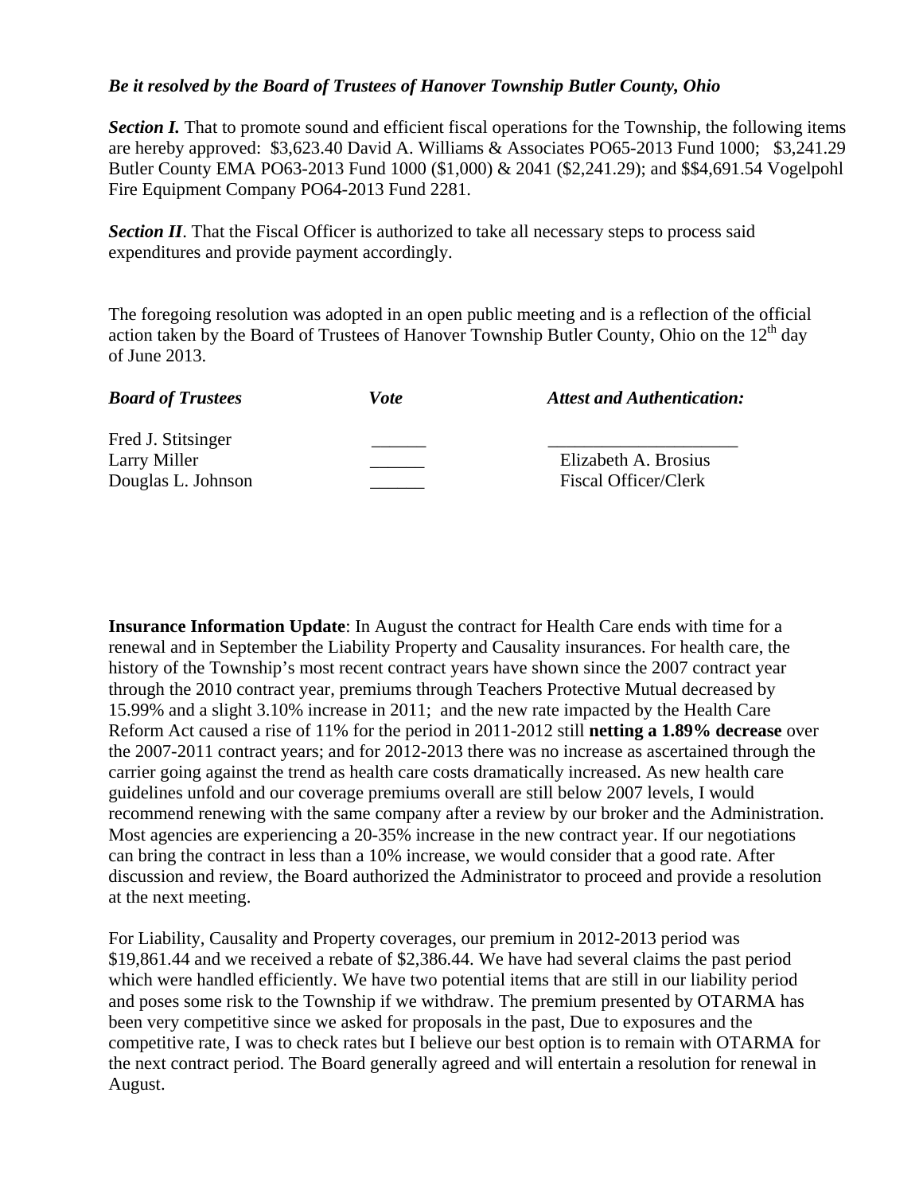***Be it resolved by the Board of Trustees of Hanover Township Butler County, Ohio***

***Section I.*** That to promote sound and efficient fiscal operations for the Township, the following items are hereby approved: $3,623.40 David A. Williams & Associates PO65-2013 Fund 1000; $3,241.29 Butler County EMA PO63-2013 Fund 1000 ($1,000) & 2041 ($2,241.29); and $$4,691.54 Vogelpohl Fire Equipment Company PO64-2013 Fund 2281.

***Section II***. That the Fiscal Officer is authorized to take all necessary steps to process said expenditures and provide payment accordingly.

The foregoing resolution was adopted in an open public meeting and is a reflection of the official action taken by the Board of Trustees of Hanover Township Butler County, Ohio on the 12th day of June 2013.

| ***Board of Trustees*** | ***Vote*** | ***Attest and Authentication:*** |
|---|---|---|
| Fred J. Stitsinger | ______ | ____________________ |
| Larry Miller | ______ | Elizabeth A. Brosius |
| Douglas L. Johnson | ______ | Fiscal Officer/Clerk |

**Insurance Information Update**: In August the contract for Health Care ends with time for a renewal and in September the Liability Property and Causality insurances. For health care, the history of the Township's most recent contract years have shown since the 2007 contract year through the 2010 contract year, premiums through Teachers Protective Mutual decreased by 15.99% and a slight 3.10% increase in 2011; and the new rate impacted by the Health Care Reform Act caused a rise of 11% for the period in 2011-2012 still **netting a 1.89% decrease** over the 2007-2011 contract years; and for 2012-2013 there was no increase as ascertained through the carrier going against the trend as health care costs dramatically increased. As new health care guidelines unfold and our coverage premiums overall are still below 2007 levels, I would recommend renewing with the same company after a review by our broker and the Administration. Most agencies are experiencing a 20-35% increase in the new contract year. If our negotiations can bring the contract in less than a 10% increase, we would consider that a good rate. After discussion and review, the Board authorized the Administrator to proceed and provide a resolution at the next meeting.

For Liability, Causality and Property coverages, our premium in 2012-2013 period was $19,861.44 and we received a rebate of $2,386.44. We have had several claims the past period which were handled efficiently. We have two potential items that are still in our liability period and poses some risk to the Township if we withdraw. The premium presented by OTARMA has been very competitive since we asked for proposals in the past, Due to exposures and the competitive rate, I was to check rates but I believe our best option is to remain with OTARMA for the next contract period. The Board generally agreed and will entertain a resolution for renewal in August.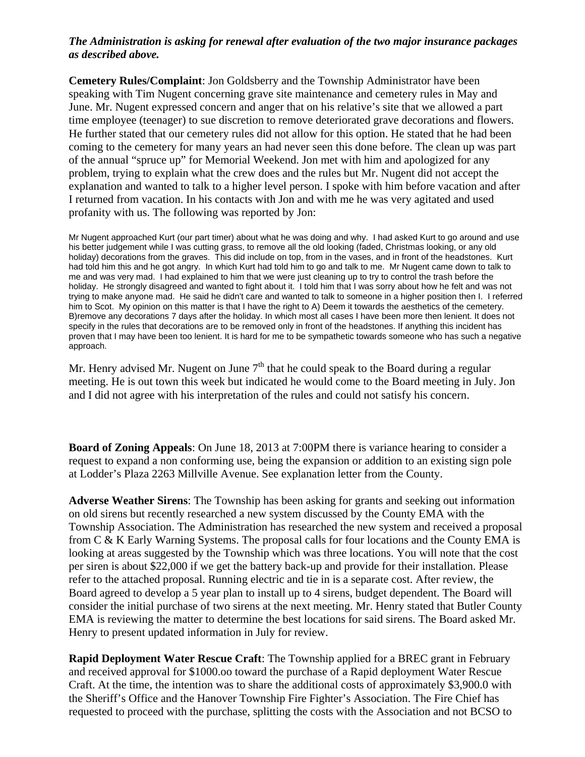***The Administration is asking for renewal after evaluation of the two major insurance packages as described above.***

**Cemetery Rules/Complaint**: Jon Goldsberry and the Township Administrator have been speaking with Tim Nugent concerning grave site maintenance and cemetery rules in May and June. Mr. Nugent expressed concern and anger that on his relative's site that we allowed a part time employee (teenager) to sue discretion to remove deteriorated grave decorations and flowers. He further stated that our cemetery rules did not allow for this option. He stated that he had been coming to the cemetery for many years an had never seen this done before. The clean up was part of the annual "spruce up" for Memorial Weekend. Jon met with him and apologized for any problem, trying to explain what the crew does and the rules but Mr. Nugent did not accept the explanation and wanted to talk to a higher level person. I spoke with him before vacation and after I returned from vacation. In his contacts with Jon and with me he was very agitated and used profanity with us. The following was reported by Jon:

Mr Nugent approached Kurt (our part timer) about what he was doing and why. I had asked Kurt to go around and use his better judgement while I was cutting grass, to remove all the old looking (faded, Christmas looking, or any old holiday) decorations from the graves. This did include on top, from in the vases, and in front of the headstones. Kurt had told him this and he got angry. In which Kurt had told him to go and talk to me. Mr Nugent came down to talk to me and was very mad. I had explained to him that we were just cleaning up to try to control the trash before the holiday. He strongly disagreed and wanted to fight about it. I told him that I was sorry about how he felt and was not trying to make anyone mad. He said he didn't care and wanted to talk to someone in a higher position then I. I referred him to Scot. My opinion on this matter is that I have the right to A) Deem it towards the aesthetics of the cemetery. B)remove any decorations 7 days after the holiday. In which most all cases I have been more then lenient. It does not specify in the rules that decorations are to be removed only in front of the headstones. If anything this incident has proven that I may have been too lenient. It is hard for me to be sympathetic towards someone who has such a negative approach.

Mr. Henry advised Mr. Nugent on June 7th that he could speak to the Board during a regular meeting. He is out town this week but indicated he would come to the Board meeting in July. Jon and I did not agree with his interpretation of the rules and could not satisfy his concern.

**Board of Zoning Appeals**: On June 18, 2013 at 7:00PM there is variance hearing to consider a request to expand a non conforming use, being the expansion or addition to an existing sign pole at Lodder's Plaza 2263 Millville Avenue. See explanation letter from the County.

**Adverse Weather Sirens**: The Township has been asking for grants and seeking out information on old sirens but recently researched a new system discussed by the County EMA with the Township Association. The Administration has researched the new system and received a proposal from C & K Early Warning Systems. The proposal calls for four locations and the County EMA is looking at areas suggested by the Township which was three locations. You will note that the cost per siren is about $22,000 if we get the battery back-up and provide for their installation. Please refer to the attached proposal. Running electric and tie in is a separate cost. After review, the Board agreed to develop a 5 year plan to install up to 4 sirens, budget dependent. The Board will consider the initial purchase of two sirens at the next meeting. Mr. Henry stated that Butler County EMA is reviewing the matter to determine the best locations for said sirens. The Board asked Mr. Henry to present updated information in July for review.

**Rapid Deployment Water Rescue Craft**: The Township applied for a BREC grant in February and received approval for $1000.oo toward the purchase of a Rapid deployment Water Rescue Craft. At the time, the intention was to share the additional costs of approximately $3,900.0 with the Sheriff's Office and the Hanover Township Fire Fighter's Association. The Fire Chief has requested to proceed with the purchase, splitting the costs with the Association and not BCSO to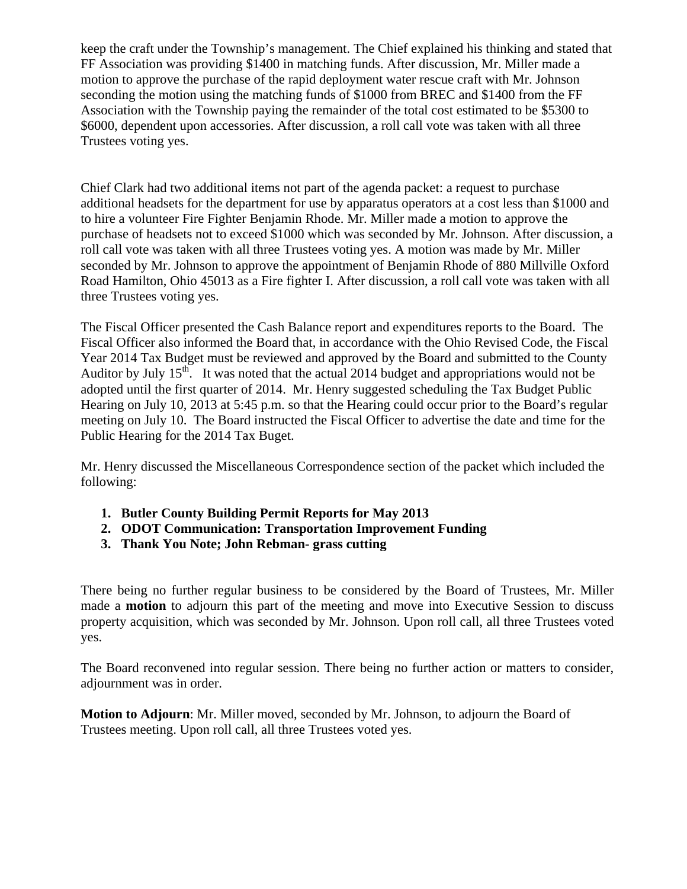keep the craft under the Township's management. The Chief explained his thinking and stated that FF Association was providing $1400 in matching funds. After discussion, Mr. Miller made a motion to approve the purchase of the rapid deployment water rescue craft with Mr. Johnson seconding the motion using the matching funds of $1000 from BREC and $1400 from the FF Association with the Township paying the remainder of the total cost estimated to be $5300 to $6000, dependent upon accessories. After discussion, a roll call vote was taken with all three Trustees voting yes.

Chief Clark had two additional items not part of the agenda packet: a request to purchase additional headsets for the department for use by apparatus operators at a cost less than $1000 and to hire a volunteer Fire Fighter Benjamin Rhode. Mr. Miller made a motion to approve the purchase of headsets not to exceed $1000 which was seconded by Mr. Johnson. After discussion, a roll call vote was taken with all three Trustees voting yes. A motion was made by Mr. Miller seconded by Mr. Johnson to approve the appointment of Benjamin Rhode of 880 Millville Oxford Road Hamilton, Ohio 45013 as a Fire fighter I. After discussion, a roll call vote was taken with all three Trustees voting yes.

The Fiscal Officer presented the Cash Balance report and expenditures reports to the Board. The Fiscal Officer also informed the Board that, in accordance with the Ohio Revised Code, the Fiscal Year 2014 Tax Budget must be reviewed and approved by the Board and submitted to the County Auditor by July 15th. It was noted that the actual 2014 budget and appropriations would not be adopted until the first quarter of 2014. Mr. Henry suggested scheduling the Tax Budget Public Hearing on July 10, 2013 at 5:45 p.m. so that the Hearing could occur prior to the Board's regular meeting on July 10. The Board instructed the Fiscal Officer to advertise the date and time for the Public Hearing for the 2014 Tax Buget.

Mr. Henry discussed the Miscellaneous Correspondence section of the packet which included the following:

1. **Butler County Building Permit Reports for May 2013**
2. **ODOT Communication: Transportation Improvement Funding**
3. **Thank You Note; John Rebman- grass cutting**

There being no further regular business to be considered by the Board of Trustees, Mr. Miller made a **motion** to adjourn this part of the meeting and move into Executive Session to discuss property acquisition, which was seconded by Mr. Johnson. Upon roll call, all three Trustees voted yes.

The Board reconvened into regular session. There being no further action or matters to consider, adjournment was in order.

**Motion to Adjourn**: Mr. Miller moved, seconded by Mr. Johnson, to adjourn the Board of Trustees meeting. Upon roll call, all three Trustees voted yes.